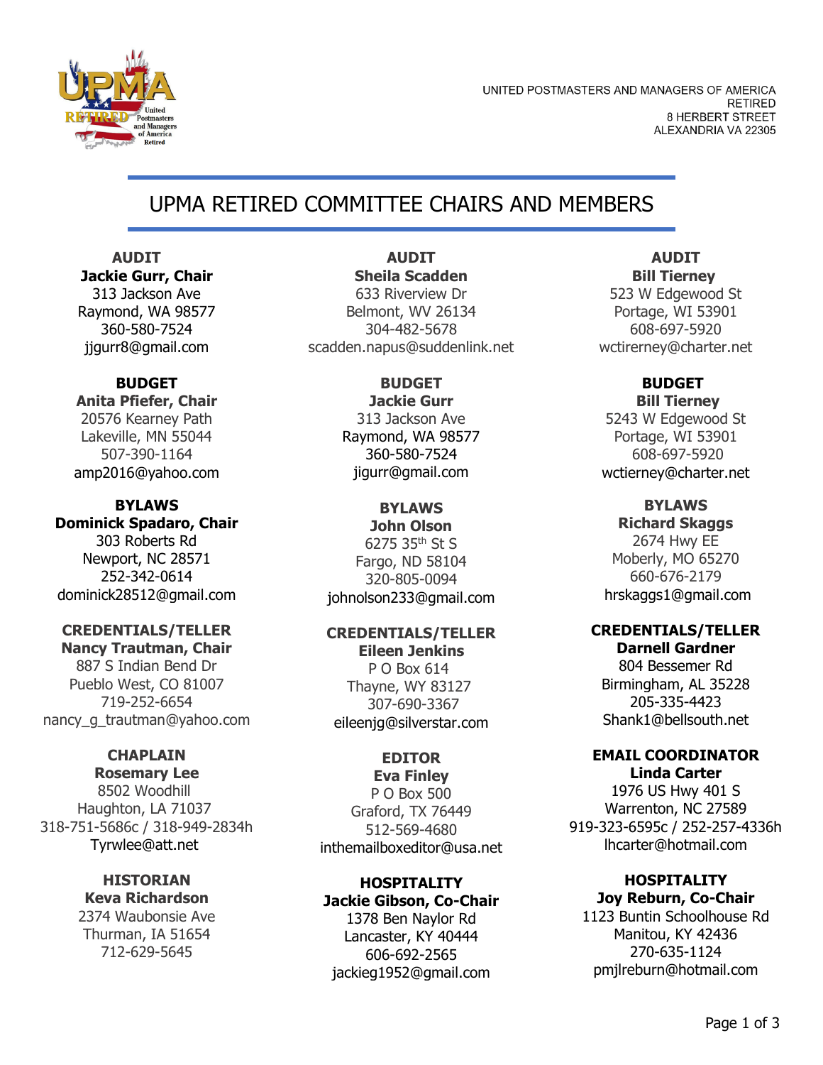UNITED POSTMASTERS AND MANAGERS OF AMERICA
RETIRED
8 HERBERT STREET
ALEXANDRIA VA 22305

# UPMA RETIRED COMMITTEE CHAIRS AND MEMBERS

**AUDIT**
**Jackie Gurr, Chair**
313 Jackson Ave
Raymond, WA 98577
360-580-7524
jjgurr8@gmail.com

**AUDIT**
**Sheila Scadden**
633 Riverview Dr
Belmont, WV 26134
304-482-5678
scadden.napus@suddenlink.net

**AUDIT**
**Bill Tierney**
523 W Edgewood St
Portage, WI 53901
608-697-5920
wctirerney@charter.net

**BUDGET**
**Anita Pfiefer, Chair**
20576 Kearney Path
Lakeville, MN 55044
507-390-1164
amp2016@yahoo.com

**BUDGET**
**Jackie Gurr**
313 Jackson Ave
Raymond, WA 98577
360-580-7524
jigurr@gmail.com

**BUDGET**
**Bill Tierney**
5243 W Edgewood St
Portage, WI 53901
608-697-5920
wctierney@charter.net

**BYLAWS**
**Dominick Spadaro, Chair**
303 Roberts Rd
Newport, NC 28571
252-342-0614
dominick28512@gmail.com

**BYLAWS**
**John Olson**
6275 35th St S
Fargo, ND 58104
320-805-0094
johnolson233@gmail.com

**BYLAWS**
**Richard Skaggs**
2674 Hwy EE
Moberly, MO 65270
660-676-2179
hrskaggs1@gmail.com

**CREDENTIALS/TELLER**
**Nancy Trautman, Chair**
887 S Indian Bend Dr
Pueblo West, CO 81007
719-252-6654
nancy_g_trautman@yahoo.com

**CREDENTIALS/TELLER**
**Eileen Jenkins**
P O Box 614
Thayne, WY 83127
307-690-3367
eileenjg@silverstar.com

**CREDENTIALS/TELLER**
**Darnell Gardner**
804 Bessemer Rd
Birmingham, AL 35228
205-335-4423
Shank1@bellsouth.net

**CHAPLAIN**
**Rosemary Lee**
8502 Woodhill
Haughton, LA 71037
318-751-5686c / 318-949-2834h
Tyrwlee@att.net

**EDITOR**
**Eva Finley**
P O Box 500
Graford, TX 76449
512-569-4680
inthemailboxeditor@usa.net

**EMAIL COORDINATOR**
**Linda Carter**
1976 US Hwy 401 S
Warrenton, NC 27589
919-323-6595c / 252-257-4336h
lhcarter@hotmail.com

**HISTORIAN**
**Keva Richardson**
2374 Waubonsie Ave
Thurman, IA 51654
712-629-5645

**HOSPITALITY**
**Jackie Gibson, Co-Chair**
1378 Ben Naylor Rd
Lancaster, KY 40444
606-692-2565
jackieg1952@gmail.com

**HOSPITALITY**
**Joy Reburn, Co-Chair**
1123 Buntin Schoolhouse Rd
Manitou, KY 42436
270-635-1124
pmjlreburn@hotmail.com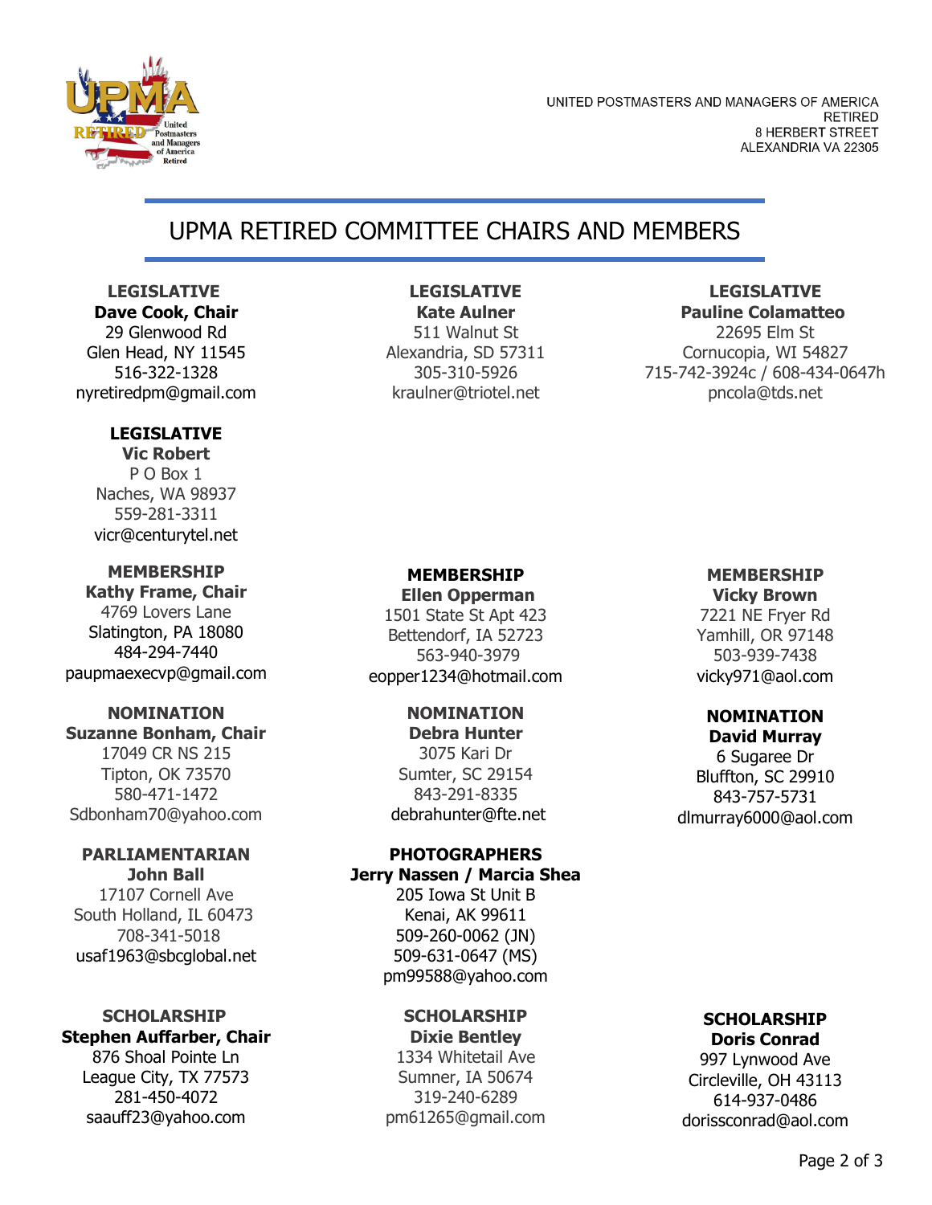UNITED POSTMASTERS AND MANAGERS OF AMERICA
RETIRED
8 HERBERT STREET
ALEXANDRIA VA 22305

# UPMA RETIRED COMMITTEE CHAIRS AND MEMBERS

**LEGISLATIVE**
**Dave Cook, Chair**
29 Glenwood Rd
Glen Head, NY 11545
516-322-1328
nyretiredpm@gmail.com

**LEGISLATIVE**
**Kate Aulner**
511 Walnut St
Alexandria, SD 57311
305-310-5926
kraulner@triotel.net

**LEGISLATIVE**
**Pauline Colamatteo**
22695 Elm St
Cornucopia, WI 54827
715-742-3924c / 608-434-0647h
pncola@tds.net

**LEGISLATIVE**
**Vic Robert**
P O Box 1
Naches, WA 98937
559-281-3311
vicr@centurytel.net

**MEMBERSHIP**
**Kathy Frame, Chair**
4769 Lovers Lane
Slatington, PA 18080
484-294-7440
paupmaexecvp@gmail.com

**MEMBERSHIP**
**Ellen Opperman**
1501 State St Apt 423
Bettendorf, IA 52723
563-940-3979
eopper1234@hotmail.com

**MEMBERSHIP**
**Vicky Brown**
7221 NE Fryer Rd
Yamhill, OR 97148
503-939-7438
vicky971@aol.com

**NOMINATION**
**Suzanne Bonham, Chair**
17049 CR NS 215
Tipton, OK 73570
580-471-1472
Sdbonham70@yahoo.com

**NOMINATION**
**Debra Hunter**
3075 Kari Dr
Sumter, SC 29154
843-291-8335
debrahunter@fte.net

**NOMINATION**
**David Murray**
6 Sugaree Dr
Bluffton, SC 29910
843-757-5731
dlmurray6000@aol.com

**PARLIAMENTARIAN**
**John Ball**
17107 Cornell Ave
South Holland, IL 60473
708-341-5018
usaf1963@sbcglobal.net

**PHOTOGRAPHERS**
**Jerry Nassen / Marcia Shea**
205 Iowa St Unit B
Kenai, AK 99611
509-260-0062 (JN)
509-631-0647 (MS)
pm99588@yahoo.com

**SCHOLARSHIP**
**Stephen Auffarber, Chair**
876 Shoal Pointe Ln
League City, TX 77573
281-450-4072
saauff23@yahoo.com

**SCHOLARSHIP**
**Dixie Bentley**
1334 Whitetail Ave
Sumner, IA 50674
319-240-6289
pm61265@gmail.com

**SCHOLARSHIP**
**Doris Conrad**
997 Lynwood Ave
Circleville, OH 43113
614-937-0486
dorissconrad@aol.com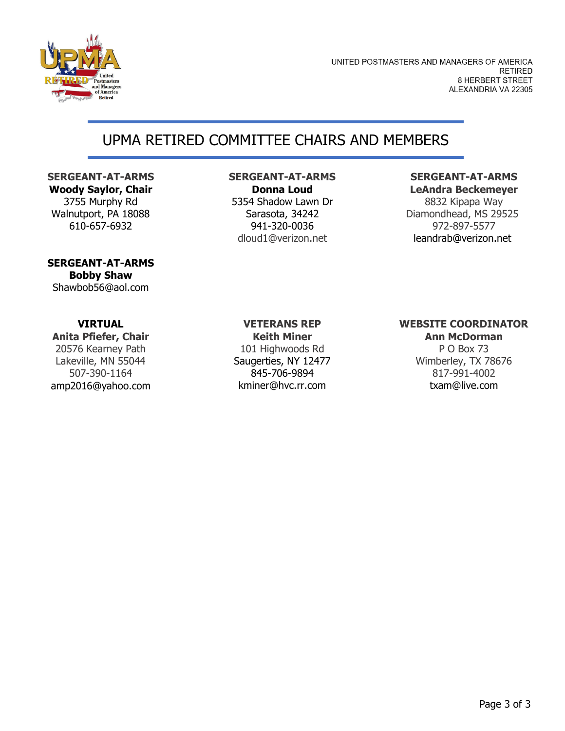UNITED POSTMASTERS AND MANAGERS OF AMERICA
RETIRED
8 HERBERT STREET
ALEXANDRIA VA 22305

# UPMA RETIRED COMMITTEE CHAIRS AND MEMBERS

**SERGEANT-AT-ARMS**
**Woody Saylor, Chair**
3755 Murphy Rd
Walnutport, PA 18088
610-657-6932

**SERGEANT-AT-ARMS**
**Donna Loud**
5354 Shadow Lawn Dr
Sarasota, 34242
941-320-0036
dloud1@verizon.net

**SERGEANT-AT-ARMS**
**LeAndra Beckemeyer**
8832 Kipapa Way
Diamondhead, MS 29525
972-897-5577
leandrab@verizon.net

**SERGEANT-AT-ARMS**
**Bobby Shaw**
Shawbob56@aol.com

**VIRTUAL**
**Anita Pfiefer, Chair**
20576 Kearney Path
Lakeville, MN 55044
507-390-1164
amp2016@yahoo.com

**VETERANS REP**
**Keith Miner**
101 Highwoods Rd
Saugerties, NY 12477
845-706-9894
kminer@hvc.rr.com

**WEBSITE COORDINATOR**
**Ann McDorman**
P O Box 73
Wimberley, TX 78676
817-991-4002
txam@live.com